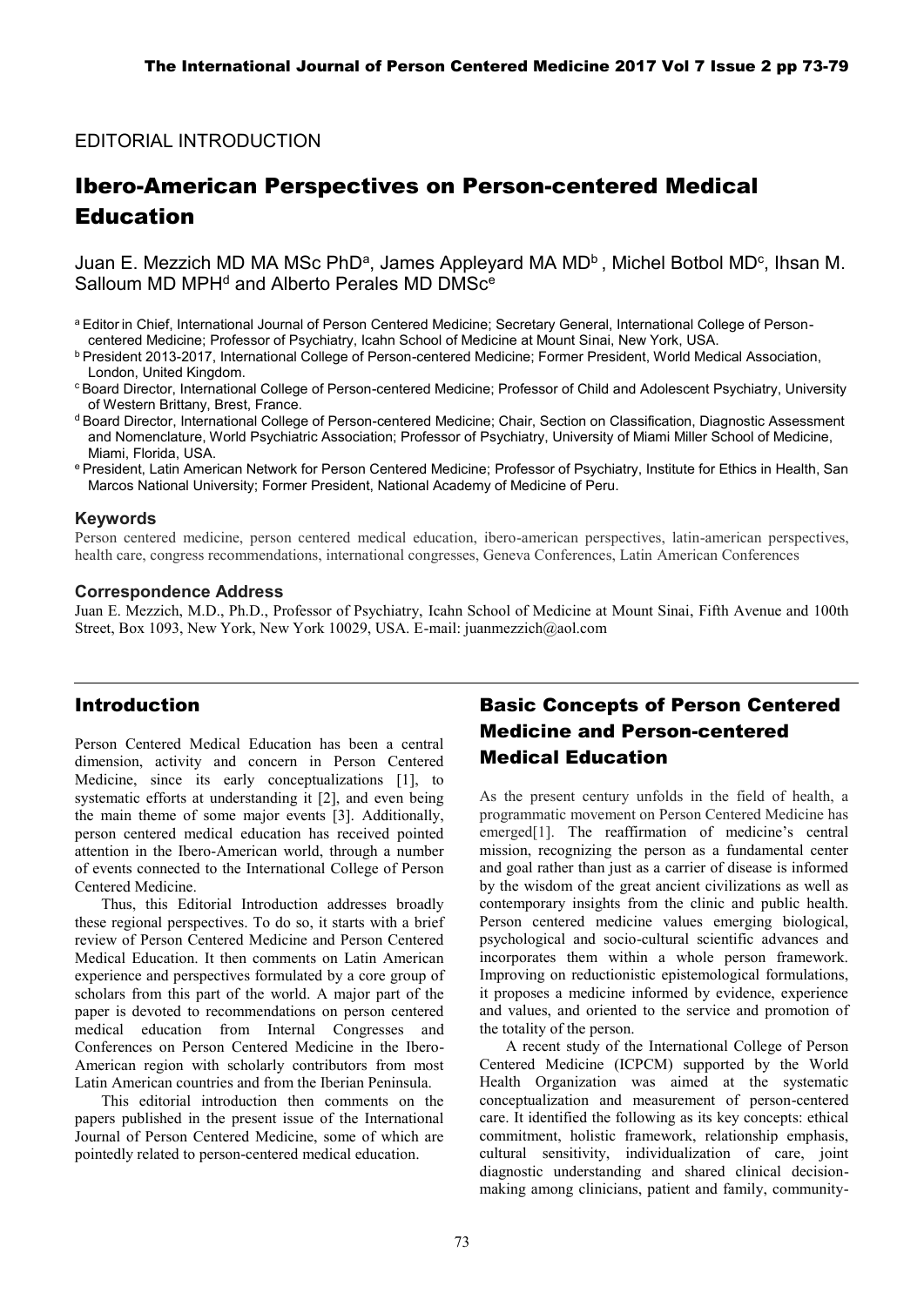EDITORIAL INTRODUCTION

# Ibero-American Perspectives on Person-centered Medical Education

Juan E. Mezzich MD MA MSc PhD[a], James Appleyard MA MD[b], Michel Botbol MD[c], Ihsan M. Salloum MD MPH[d] and Alberto Perales MD DMSc[e]

[a] Editor in Chief, International Journal of Person Centered Medicine; Secretary General, International College of Person-centered Medicine; Professor of Psychiatry, Icahn School of Medicine at Mount Sinai, New York, USA.

[b] President 2013-2017, International College of Person-centered Medicine; Former President, World Medical Association, London, United Kingdom.

[c] Board Director, International College of Person-centered Medicine; Professor of Child and Adolescent Psychiatry, University of Western Brittany, Brest, France.

[d] Board Director, International College of Person-centered Medicine; Chair, Section on Classification, Diagnostic Assessment and Nomenclature, World Psychiatric Association; Professor of Psychiatry, University of Miami Miller School of Medicine, Miami, Florida, USA.

[e] President, Latin American Network for Person Centered Medicine; Professor of Psychiatry, Institute for Ethics in Health, San Marcos National University; Former President, National Academy of Medicine of Peru.

### Keywords

Person centered medicine, person centered medical education, ibero-american perspectives, latin-american perspectives, health care, congress recommendations, international congresses, Geneva Conferences, Latin American Conferences

### Correspondence Address

Juan E. Mezzich, M.D., Ph.D., Professor of Psychiatry, Icahn School of Medicine at Mount Sinai, Fifth Avenue and 100th Street, Box 1093, New York, New York 10029, USA. E-mail: juanmezzich@aol.com

## Introduction

Person Centered Medical Education has been a central dimension, activity and concern in Person Centered Medicine, since its early conceptualizations [1], to systematic efforts at understanding it [2], and even being the main theme of some major events [3]. Additionally, person centered medical education has received pointed attention in the Ibero-American world, through a number of events connected to the International College of Person Centered Medicine.

Thus, this Editorial Introduction addresses broadly these regional perspectives. To do so, it starts with a brief review of Person Centered Medicine and Person Centered Medical Education. It then comments on Latin American experience and perspectives formulated by a core group of scholars from this part of the world. A major part of the paper is devoted to recommendations on person centered medical education from Internal Congresses and Conferences on Person Centered Medicine in the Ibero-American region with scholarly contributors from most Latin American countries and from the Iberian Peninsula.

This editorial introduction then comments on the papers published in the present issue of the International Journal of Person Centered Medicine, some of which are pointedly related to person-centered medical education.

## Basic Concepts of Person Centered Medicine and Person-centered Medical Education

As the present century unfolds in the field of health, a programmatic movement on Person Centered Medicine has emerged[1]. The reaffirmation of medicine's central mission, recognizing the person as a fundamental center and goal rather than just as a carrier of disease is informed by the wisdom of the great ancient civilizations as well as contemporary insights from the clinic and public health. Person centered medicine values emerging biological, psychological and socio-cultural scientific advances and incorporates them within a whole person framework. Improving on reductionistic epistemological formulations, it proposes a medicine informed by evidence, experience and values, and oriented to the service and promotion of the totality of the person.

A recent study of the International College of Person Centered Medicine (ICPCM) supported by the World Health Organization was aimed at the systematic conceptualization and measurement of person-centered care. It identified the following as its key concepts: ethical commitment, holistic framework, relationship emphasis, cultural sensitivity, individualization of care, joint diagnostic understanding and shared clinical decision-making among clinicians, patient and family, community-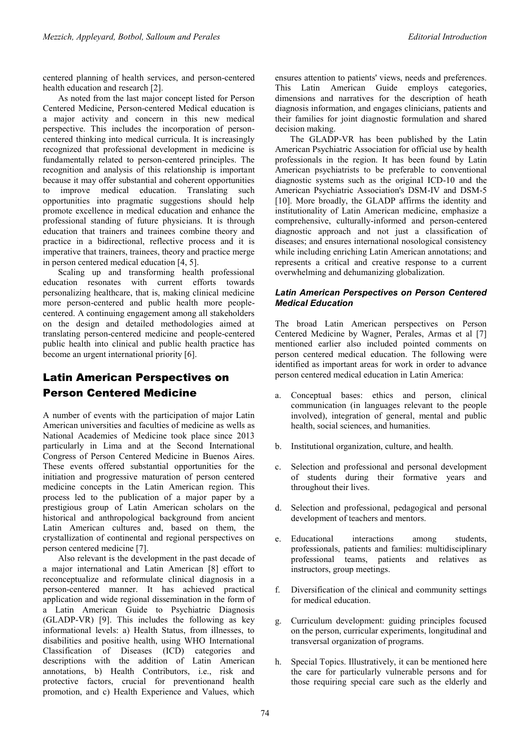centered planning of health services, and person-centered health education and research [2].

As noted from the last major concept listed for Person Centered Medicine, Person-centered Medical education is a major activity and concern in this new medical perspective. This includes the incorporation of person-centered thinking into medical curricula. It is increasingly recognized that professional development in medicine is fundamentally related to person-centered principles. The recognition and analysis of this relationship is important because it may offer substantial and coherent opportunities to improve medical education. Translating such opportunities into pragmatic suggestions should help promote excellence in medical education and enhance the professional standing of future physicians. It is through education that trainers and trainees combine theory and practice in a bidirectional, reflective process and it is imperative that trainers, trainees, theory and practice merge in person centered medical education [4, 5].

Scaling up and transforming health professional education resonates with current efforts towards personalizing healthcare, that is, making clinical medicine more person-centered and public health more people-centered. A continuing engagement among all stakeholders on the design and detailed methodologies aimed at translating person-centered medicine and people-centered public health into clinical and public health practice has become an urgent international priority [6].

## Latin American Perspectives on Person Centered Medicine

A number of events with the participation of major Latin American universities and faculties of medicine as well as National Academies of Medicine took place since 2013 particularly in Lima and at the Second International Congress of Person Centered Medicine in Buenos Aires. These events offered substantial opportunities for the initiation and progressive maturation of person centered medicine concepts in the Latin American region. This process led to the publication of a major paper by a prestigious group of Latin American scholars on the historical and anthropological background from ancient Latin American cultures and, based on them, the crystallization of continental and regional perspectives on person centered medicine [7].

Also relevant is the development in the past decade of a major international and Latin American [8] effort to reconceptualize and reformulate clinical diagnosis in a person-centered manner. It has achieved practical application and wide regional dissemination in the form of a Latin American Guide to Psychiatric Diagnosis (GLADP-VR) [9]. This includes the following as key informational levels: a) Health Status, from illnesses, to disabilities and positive health, using WHO International Classification of Diseases (ICD) categories and descriptions with the addition of Latin American annotations, b) Health Contributors, i.e., risk and protective factors, crucial for preventionand health promotion, and c) Health Experience and Values, which ensures attention to patients' views, needs and preferences. This Latin American Guide employs categories, dimensions and narratives for the description of heath diagnosis information, and engages clinicians, patients and their families for joint diagnostic formulation and shared decision making.

The GLADP-VR has been published by the Latin American Psychiatric Association for official use by health professionals in the region. It has been found by Latin American psychiatrists to be preferable to conventional diagnostic systems such as the original ICD-10 and the American Psychiatric Association's DSM-IV and DSM-5 [10]. More broadly, the GLADP affirms the identity and institutionality of Latin American medicine, emphasize a comprehensive, culturally-informed and person-centered diagnostic approach and not just a classification of diseases; and ensures international nosological consistency while including enriching Latin American annotations; and represents a critical and creative response to a current overwhelming and dehumanizing globalization.

### *Latin American Perspectives on Person Centered Medical Education*

The broad Latin American perspectives on Person Centered Medicine by Wagner, Perales, Armas et al [7] mentioned earlier also included pointed comments on person centered medical education. The following were identified as important areas for work in order to advance person centered medical education in Latin America:

a. Conceptual bases: ethics and person, clinical communication (in languages relevant to the people involved), integration of general, mental and public health, social sciences, and humanities.

b. Institutional organization, culture, and health.

c. Selection and professional and personal development of students during their formative years and throughout their lives.

d. Selection and professional, pedagogical and personal development of teachers and mentors.

e. Educational interactions among students, professionals, patients and families: multidisciplinary professional teams, patients and relatives as instructors, group meetings.

f. Diversification of the clinical and community settings for medical education.

g. Curriculum development: guiding principles focused on the person, curricular experiments, longitudinal and transversal organization of programs.

h. Special Topics. Illustratively, it can be mentioned here the care for particularly vulnerable persons and for those requiring special care such as the elderly and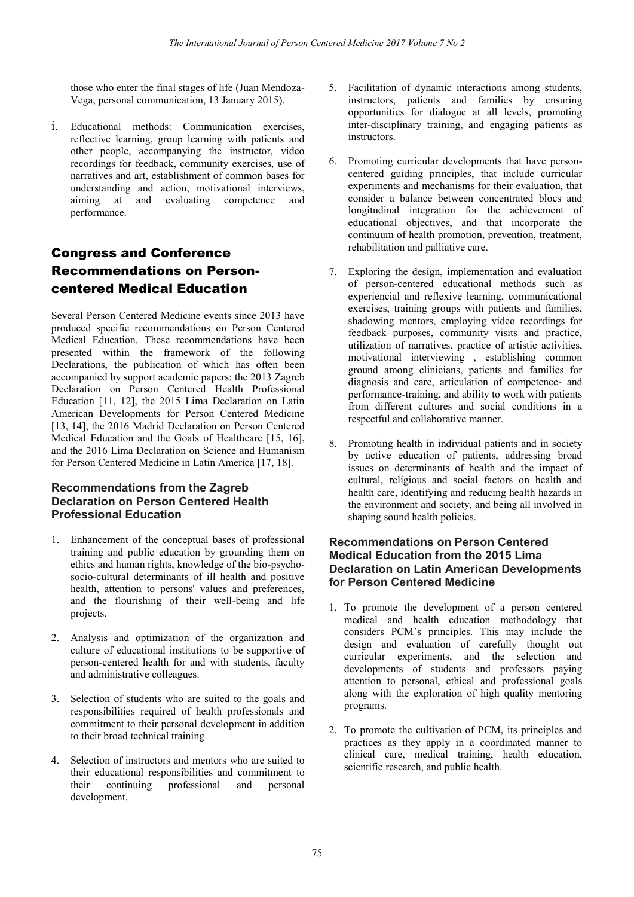those who enter the final stages of life (Juan Mendoza-Vega, personal communication, 13 January 2015).

i. Educational methods: Communication exercises, reflective learning, group learning with patients and other people, accompanying the instructor, video recordings for feedback, community exercises, use of narratives and art, establishment of common bases for understanding and action, motivational interviews, aiming at and evaluating competence and performance.

## Congress and Conference Recommendations on Person-centered Medical Education

Several Person Centered Medicine events since 2013 have produced specific recommendations on Person Centered Medical Education. These recommendations have been presented within the framework of the following Declarations, the publication of which has often been accompanied by support academic papers: the 2013 Zagreb Declaration on Person Centered Health Professional Education [11, 12], the 2015 Lima Declaration on Latin American Developments for Person Centered Medicine [13, 14], the 2016 Madrid Declaration on Person Centered Medical Education and the Goals of Healthcare [15, 16], and the 2016 Lima Declaration on Science and Humanism for Person Centered Medicine in Latin America [17, 18].

### Recommendations from the Zagreb Declaration on Person Centered Health Professional Education

1. Enhancement of the conceptual bases of professional training and public education by grounding them on ethics and human rights, knowledge of the bio-psycho-socio-cultural determinants of ill health and positive health, attention to persons' values and preferences, and the flourishing of their well-being and life projects.

2. Analysis and optimization of the organization and culture of educational institutions to be supportive of person-centered health for and with students, faculty and administrative colleagues.

3. Selection of students who are suited to the goals and responsibilities required of health professionals and commitment to their personal development in addition to their broad technical training.

4. Selection of instructors and mentors who are suited to their educational responsibilities and commitment to their continuing professional and personal development.

5. Facilitation of dynamic interactions among students, instructors, patients and families by ensuring opportunities for dialogue at all levels, promoting inter-disciplinary training, and engaging patients as instructors.

6. Promoting curricular developments that have person-centered guiding principles, that include curricular experiments and mechanisms for their evaluation, that consider a balance between concentrated blocs and longitudinal integration for the achievement of educational objectives, and that incorporate the continuum of health promotion, prevention, treatment, rehabilitation and palliative care.

7. Exploring the design, implementation and evaluation of person-centered educational methods such as experiencial and reflexive learning, communicational exercises, training groups with patients and families, shadowing mentors, employing video recordings for feedback purposes, community visits and practice, utilization of narratives, practice of artistic activities, motivational interviewing , establishing common ground among clinicians, patients and families for diagnosis and care, articulation of competence- and performance-training, and ability to work with patients from different cultures and social conditions in a respectful and collaborative manner.

8. Promoting health in individual patients and in society by active education of patients, addressing broad issues on determinants of health and the impact of cultural, religious and social factors on health and health care, identifying and reducing health hazards in the environment and society, and being all involved in shaping sound health policies.

### Recommendations on Person Centered Medical Education from the 2015 Lima Declaration on Latin American Developments for Person Centered Medicine

1. To promote the development of a person centered medical and health education methodology that considers PCM´s principles. This may include the design and evaluation of carefully thought out curricular experiments, and the selection and developments of students and professors paying attention to personal, ethical and professional goals along with the exploration of high quality mentoring programs.

2. To promote the cultivation of PCM, its principles and practices as they apply in a coordinated manner to clinical care, medical training, health education, scientific research, and public health.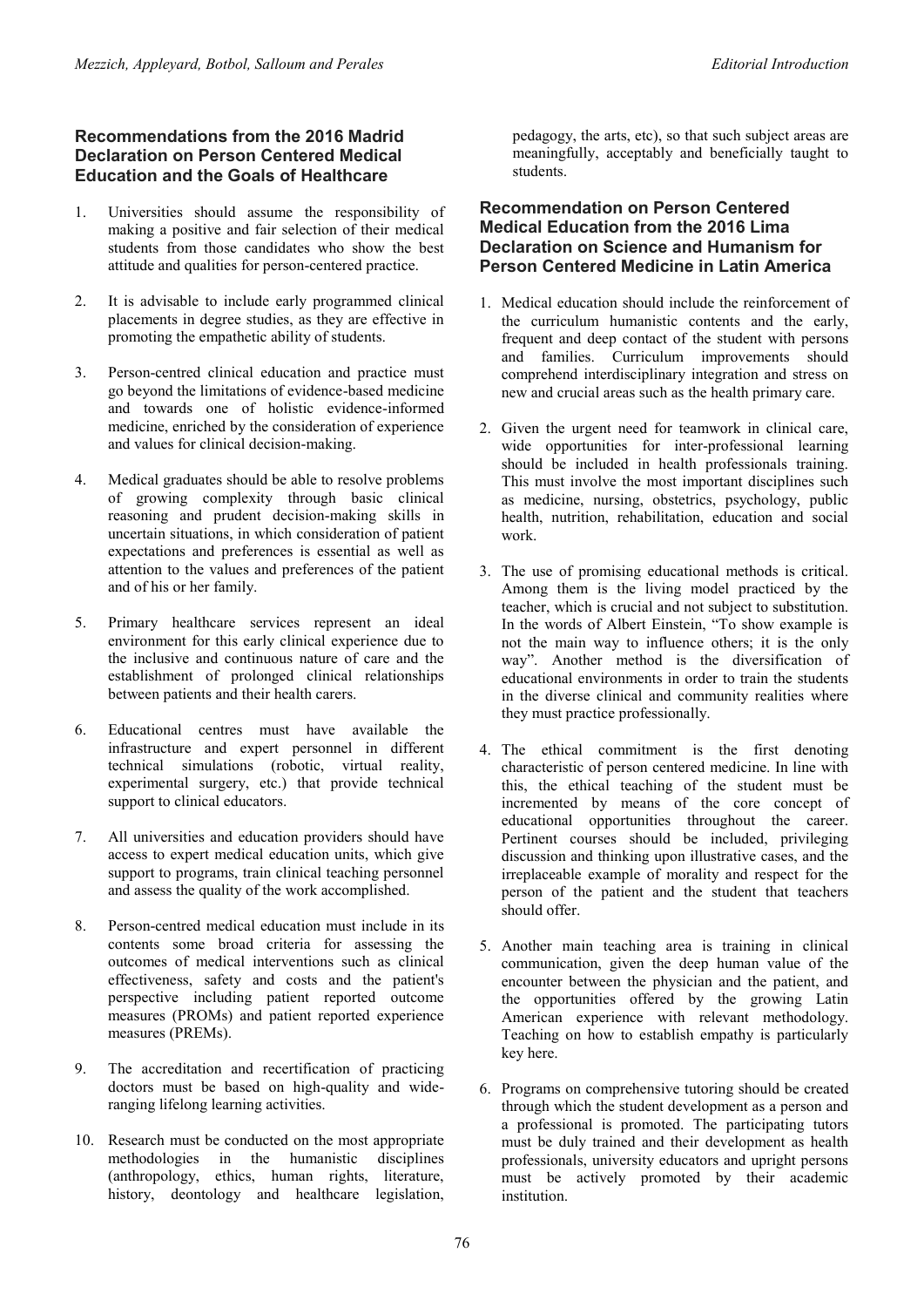## Recommendations from the 2016 Madrid Declaration on Person Centered Medical Education and the Goals of Healthcare

1. Universities should assume the responsibility of making a positive and fair selection of their medical students from those candidates who show the best attitude and qualities for person-centered practice.

2. It is advisable to include early programmed clinical placements in degree studies, as they are effective in promoting the empathetic ability of students.

3. Person-centred clinical education and practice must go beyond the limitations of evidence-based medicine and towards one of holistic evidence-informed medicine, enriched by the consideration of experience and values for clinical decision-making.

4. Medical graduates should be able to resolve problems of growing complexity through basic clinical reasoning and prudent decision-making skills in uncertain situations, in which consideration of patient expectations and preferences is essential as well as attention to the values and preferences of the patient and of his or her family.

5. Primary healthcare services represent an ideal environment for this early clinical experience due to the inclusive and continuous nature of care and the establishment of prolonged clinical relationships between patients and their health carers.

6. Educational centres must have available the infrastructure and expert personnel in different technical simulations (robotic, virtual reality, experimental surgery, etc.) that provide technical support to clinical educators.

7. All universities and education providers should have access to expert medical education units, which give support to programs, train clinical teaching personnel and assess the quality of the work accomplished.

8. Person-centred medical education must include in its contents some broad criteria for assessing the outcomes of medical interventions such as clinical effectiveness, safety and costs and the patient's perspective including patient reported outcome measures (PROMs) and patient reported experience measures (PREMs).

9. The accreditation and recertification of practicing doctors must be based on high-quality and wide-ranging lifelong learning activities.

10. Research must be conducted on the most appropriate methodologies in the humanistic disciplines (anthropology, ethics, human rights, literature, history, deontology and healthcare legislation, pedagogy, the arts, etc), so that such subject areas are meaningfully, acceptably and beneficially taught to students.

## Recommendation on Person Centered Medical Education from the 2016 Lima Declaration on Science and Humanism for Person Centered Medicine in Latin America

1. Medical education should include the reinforcement of the curriculum humanistic contents and the early, frequent and deep contact of the student with persons and families. Curriculum improvements should comprehend interdisciplinary integration and stress on new and crucial areas such as the health primary care.

2. Given the urgent need for teamwork in clinical care, wide opportunities for inter-professional learning should be included in health professionals training. This must involve the most important disciplines such as medicine, nursing, obstetrics, psychology, public health, nutrition, rehabilitation, education and social work.

3. The use of promising educational methods is critical. Among them is the living model practiced by the teacher, which is crucial and not subject to substitution. In the words of Albert Einstein, "To show example is not the main way to influence others; it is the only way". Another method is the diversification of educational environments in order to train the students in the diverse clinical and community realities where they must practice professionally.

4. The ethical commitment is the first denoting characteristic of person centered medicine. In line with this, the ethical teaching of the student must be incremented by means of the core concept of educational opportunities throughout the career. Pertinent courses should be included, privileging discussion and thinking upon illustrative cases, and the irreplaceable example of morality and respect for the person of the patient and the student that teachers should offer.

5. Another main teaching area is training in clinical communication, given the deep human value of the encounter between the physician and the patient, and the opportunities offered by the growing Latin American experience with relevant methodology. Teaching on how to establish empathy is particularly key here.

6. Programs on comprehensive tutoring should be created through which the student development as a person and a professional is promoted. The participating tutors must be duly trained and their development as health professionals, university educators and upright persons must be actively promoted by their academic institution.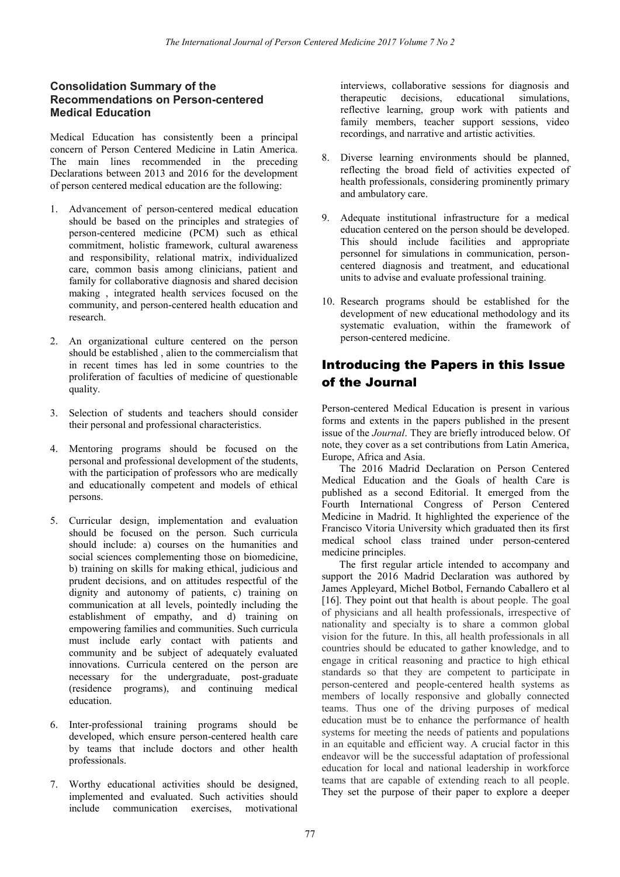### Consolidation Summary of the Recommendations on Person-centered Medical Education

Medical Education has consistently been a principal concern of Person Centered Medicine in Latin America. The main lines recommended in the preceding Declarations between 2013 and 2016 for the development of person centered medical education are the following:

1. Advancement of person-centered medical education should be based on the principles and strategies of person-centered medicine (PCM) such as ethical commitment, holistic framework, cultural awareness and responsibility, relational matrix, individualized care, common basis among clinicians, patient and family for collaborative diagnosis and shared decision making , integrated health services focused on the community, and person-centered health education and research.

2. An organizational culture centered on the person should be established , alien to the commercialism that in recent times has led in some countries to the proliferation of faculties of medicine of questionable quality.

3. Selection of students and teachers should consider their personal and professional characteristics.

4. Mentoring programs should be focused on the personal and professional development of the students, with the participation of professors who are medically and educationally competent and models of ethical persons.

5. Curricular design, implementation and evaluation should be focused on the person. Such curricula should include: a) courses on the humanities and social sciences complementing those on biomedicine, b) training on skills for making ethical, judicious and prudent decisions, and on attitudes respectful of the dignity and autonomy of patients, c) training on communication at all levels, pointedly including the establishment of empathy, and d) training on empowering families and communities. Such curricula must include early contact with patients and community and be subject of adequately evaluated innovations. Curricula centered on the person are necessary for the undergraduate, post-graduate (residence programs), and continuing medical education.

6. Inter-professional training programs should be developed, which ensure person-centered health care by teams that include doctors and other health professionals.

7. Worthy educational activities should be designed, implemented and evaluated. Such activities should include communication exercises, motivational interviews, collaborative sessions for diagnosis and therapeutic decisions, educational simulations, reflective learning, group work with patients and family members, teacher support sessions, video recordings, and narrative and artistic activities.

8. Diverse learning environments should be planned, reflecting the broad field of activities expected of health professionals, considering prominently primary and ambulatory care.

9. Adequate institutional infrastructure for a medical education centered on the person should be developed. This should include facilities and appropriate personnel for simulations in communication, person-centered diagnosis and treatment, and educational units to advise and evaluate professional training.

10. Research programs should be established for the development of new educational methodology and its systematic evaluation, within the framework of person-centered medicine.

## Introducing the Papers in this Issue of the Journal

Person-centered Medical Education is present in various forms and extents in the papers published in the present issue of the *Journal*. They are briefly introduced below. Of note, they cover as a set contributions from Latin America, Europe, Africa and Asia.

The 2016 Madrid Declaration on Person Centered Medical Education and the Goals of health Care is published as a second Editorial. It emerged from the Fourth International Congress of Person Centered Medicine in Madrid. It highlighted the experience of the Francisco Vitoria University which graduated then its first medical school class trained under person-centered medicine principles.

The first regular article intended to accompany and support the 2016 Madrid Declaration was authored by James Appleyard, Michel Botbol, Fernando Caballero et al [16]. They point out that health is about people. The goal of physicians and all health professionals, irrespective of nationality and specialty is to share a common global vision for the future. In this, all health professionals in all countries should be educated to gather knowledge, and to engage in critical reasoning and practice to high ethical standards so that they are competent to participate in person-centered and people-centered health systems as members of locally responsive and globally connected teams. Thus one of the driving purposes of medical education must be to enhance the performance of health systems for meeting the needs of patients and populations in an equitable and efficient way. A crucial factor in this endeavor will be the successful adaptation of professional education for local and national leadership in workforce teams that are capable of extending reach to all people. They set the purpose of their paper to explore a deeper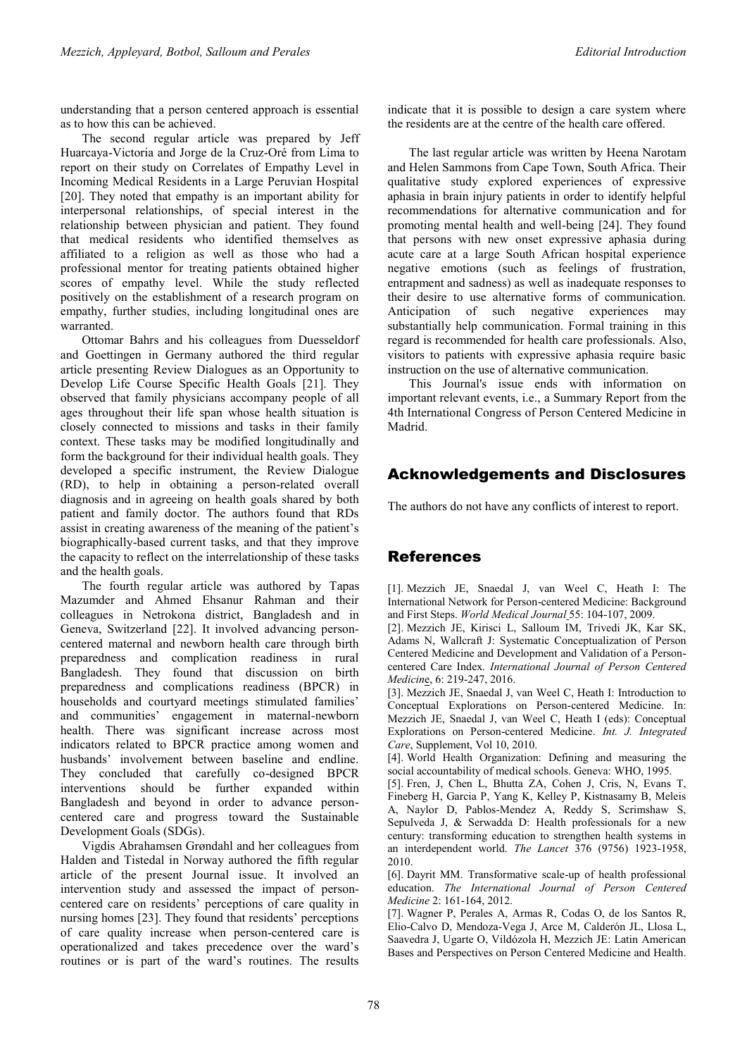understanding that a person centered approach is essential as to how this can be achieved.

The second regular article was prepared by Jeff Huarcaya-Victoria and Jorge de la Cruz-Oré from Lima to report on their study on Correlates of Empathy Level in Incoming Medical Residents in a Large Peruvian Hospital [20]. They noted that empathy is an important ability for interpersonal relationships, of special interest in the relationship between physician and patient. They found that medical residents who identified themselves as affiliated to a religion as well as those who had a professional mentor for treating patients obtained higher scores of empathy level. While the study reflected positively on the establishment of a research program on empathy, further studies, including longitudinal ones are warranted.

Ottomar Bahrs and his colleagues from Duesseldorf and Goettingen in Germany authored the third regular article presenting Review Dialogues as an Opportunity to Develop Life Course Specific Health Goals [21]. They observed that family physicians accompany people of all ages throughout their life span whose health situation is closely connected to missions and tasks in their family context. These tasks may be modified longitudinally and form the background for their individual health goals. They developed a specific instrument, the Review Dialogue (RD), to help in obtaining a person-related overall diagnosis and in agreeing on health goals shared by both patient and family doctor. The authors found that RDs assist in creating awareness of the meaning of the patient's biographically-based current tasks, and that they improve the capacity to reflect on the interrelationship of these tasks and the health goals.

The fourth regular article was authored by Tapas Mazumder and Ahmed Ehsanur Rahman and their colleagues in Netrokona district, Bangladesh and in Geneva, Switzerland [22]. It involved advancing person-centered maternal and newborn health care through birth preparedness and complication readiness in rural Bangladesh. They found that discussion on birth preparedness and complications readiness (BPCR) in households and courtyard meetings stimulated families' and communities' engagement in maternal-newborn health. There was significant increase across most indicators related to BPCR practice among women and husbands' involvement between baseline and endline. They concluded that carefully co-designed BPCR interventions should be further expanded within Bangladesh and beyond in order to advance person-centered care and progress toward the Sustainable Development Goals (SDGs).

Vigdis Abrahamsen Grøndahl and her colleagues from Halden and Tistedal in Norway authored the fifth regular article of the present Journal issue. It involved an intervention study and assessed the impact of person-centered care on residents' perceptions of care quality in nursing homes [23]. They found that residents' perceptions of care quality increase when person-centered care is operationalized and takes precedence over the ward's routines or is part of the ward's routines. The results indicate that it is possible to design a care system where the residents are at the centre of the health care offered.

The last regular article was written by Heena Narotam and Helen Sammons from Cape Town, South Africa. Their qualitative study explored experiences of expressive aphasia in brain injury patients in order to identify helpful recommendations for alternative communication and for promoting mental health and well-being [24]. They found that persons with new onset expressive aphasia during acute care at a large South African hospital experience negative emotions (such as feelings of frustration, entrapment and sadness) as well as inadequate responses to their desire to use alternative forms of communication. Anticipation of such negative experiences may substantially help communication. Formal training in this regard is recommended for health care professionals. Also, visitors to patients with expressive aphasia require basic instruction on the use of alternative communication.

This Journal's issue ends with information on important relevant events, i.e., a Summary Report from the 4th International Congress of Person Centered Medicine in Madrid.

## Acknowledgements and Disclosures

The authors do not have any conflicts of interest to report.

## References

[1]. Mezzich JE, Snaedal J, van Weel C, Heath I: The International Network for Person-centered Medicine: Background and First Steps. *World Medical Journal* 55: 104-107, 2009.

[2]. Mezzich JE, Kirisci L, Salloum IM, Trivedi JK, Kar SK, Adams N, Wallcraft J: Systematic Conceptualization of Person Centered Medicine and Development and Validation of a Person-centered Care Index. *International Journal of Person Centered Medicine*, 6: 219-247, 2016.

[3]. Mezzich JE, Snaedal J, van Weel C, Heath I: Introduction to Conceptual Explorations on Person-centered Medicine. In: Mezzich JE, Snaedal J, van Weel C, Heath I (eds): Conceptual Explorations on Person-centered Medicine. *Int. J. Integrated Care*, Supplement, Vol 10, 2010.

[4]. World Health Organization: Defining and measuring the social accountability of medical schools. Geneva: WHO, 1995.

[5]. Fren, J, Chen L, Bhutta ZA, Cohen J, Cris, N, Evans T, Fineberg H, Garcia P, Yang K, Kelley P, Kistnasamy B, Meleis A, Naylor D, Pablos-Mendez A, Reddy S, Scrimshaw S, Sepulveda J, & Serwadda D: Health professionals for a new century: transforming education to strengthen health systems in an interdependent world. *The Lancet* 376 (9756) 1923-1958, 2010.

[6]. Dayrit MM. Transformative scale-up of health professional education. *The International Journal of Person Centered Medicine* 2: 161-164, 2012.

[7]. Wagner P, Perales A, Armas R, Codas O, de los Santos R, Elio-Calvo D, Mendoza-Vega J, Arce M, Calderón JL, Llosa L, Saavedra J, Ugarte O, Vildózola H, Mezzich JE: Latin American Bases and Perspectives on Person Centered Medicine and Health.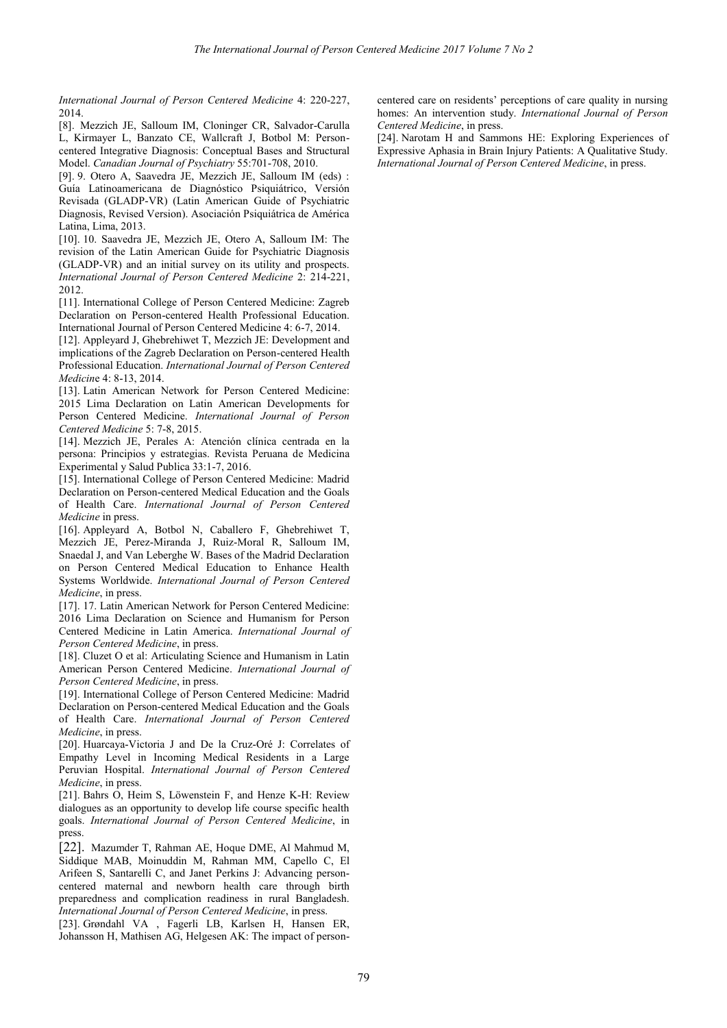*International Journal of Person Centered Medicine* 4: 220-227, 2014.

[8]. Mezzich JE, Salloum IM, Cloninger CR, Salvador-Carulla L, Kirmayer L, Banzato CE, Wallcraft J, Botbol M: Person-centered Integrative Diagnosis: Conceptual Bases and Structural Model. *Canadian Journal of Psychiatry* 55:701-708, 2010.

[9]. 9. Otero A, Saavedra JE, Mezzich JE, Salloum IM (eds) : Guía Latinoamericana de Diagnóstico Psiquiátrico, Versión Revisada (GLADP-VR) (Latin American Guide of Psychiatric Diagnosis, Revised Version). Asociación Psiquiátrica de América Latina, Lima, 2013.

[10]. 10. Saavedra JE, Mezzich JE, Otero A, Salloum IM: The revision of the Latin American Guide for Psychiatric Diagnosis (GLADP-VR) and an initial survey on its utility and prospects. *International Journal of Person Centered Medicine* 2: 214-221, 2012.

[11]. International College of Person Centered Medicine: Zagreb Declaration on Person-centered Health Professional Education. International Journal of Person Centered Medicine 4: 6-7, 2014.

[12]. Appleyard J, Ghebrehiwet T, Mezzich JE: Development and implications of the Zagreb Declaration on Person-centered Health Professional Education. *International Journal of Person Centered Medicin*e 4: 8-13, 2014.

[13]. Latin American Network for Person Centered Medicine: 2015 Lima Declaration on Latin American Developments for Person Centered Medicine. *International Journal of Person Centered Medicine* 5: 7-8, 2015.

[14]. Mezzich JE, Perales A: Atención clínica centrada en la persona: Principios y estrategias. Revista Peruana de Medicina Experimental y Salud Publica 33:1-7, 2016.

[15]. International College of Person Centered Medicine: Madrid Declaration on Person-centered Medical Education and the Goals of Health Care. *International Journal of Person Centered Medicine* in press.

[16]. Appleyard A, Botbol N, Caballero F, Ghebrehiwet T, Mezzich JE, Perez-Miranda J, Ruiz-Moral R, Salloum IM, Snaedal J, and Van Leberghe W. Bases of the Madrid Declaration on Person Centered Medical Education to Enhance Health Systems Worldwide. *International Journal of Person Centered Medicine*, in press.

[17]. 17. Latin American Network for Person Centered Medicine: 2016 Lima Declaration on Science and Humanism for Person Centered Medicine in Latin America. *International Journal of Person Centered Medicine*, in press.

[18]. Cluzet O et al: Articulating Science and Humanism in Latin American Person Centered Medicine. *International Journal of Person Centered Medicine*, in press.

[19]. International College of Person Centered Medicine: Madrid Declaration on Person-centered Medical Education and the Goals of Health Care. *International Journal of Person Centered Medicine*, in press.

[20]. Huarcaya-Victoria J and De la Cruz-Oré J: Correlates of Empathy Level in Incoming Medical Residents in a Large Peruvian Hospital. *International Journal of Person Centered Medicine*, in press.

[21]. Bahrs O, Heim S, Löwenstein F, and Henze K-H: Review dialogues as an opportunity to develop life course specific health goals. *International Journal of Person Centered Medicine*, in press.

[22]. Mazumder T, Rahman AE, Hoque DME, Al Mahmud M, Siddique MAB, Moinuddin M, Rahman MM, Capello C, El Arifeen S, Santarelli C, and Janet Perkins J: Advancing person-centered maternal and newborn health care through birth preparedness and complication readiness in rural Bangladesh. *International Journal of Person Centered Medicine*, in press.

[23]. Grøndahl VA , Fagerli LB, Karlsen H, Hansen ER, Johansson H, Mathisen AG, Helgesen AK: The impact of person-centered care on residents' perceptions of care quality in nursing homes: An intervention study. *International Journal of Person Centered Medicine*, in press.

[24]. Narotam H and Sammons HE: Exploring Experiences of Expressive Aphasia in Brain Injury Patients: A Qualitative Study. *International Journal of Person Centered Medicine*, in press.